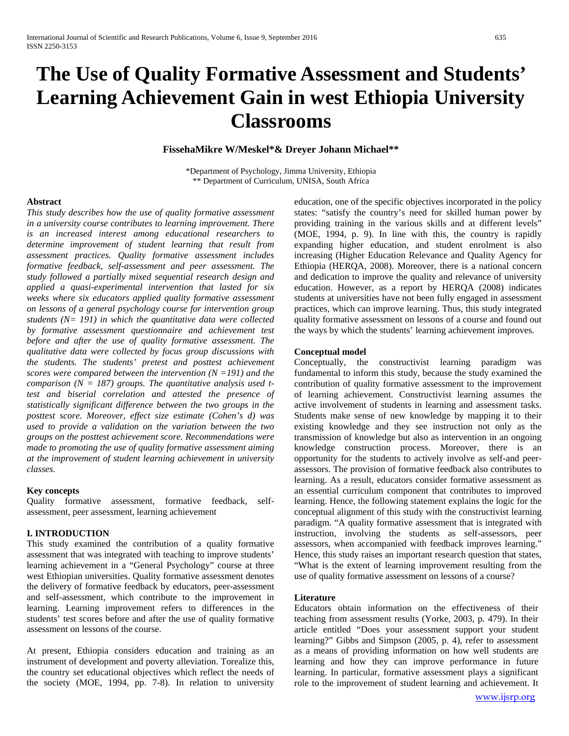# The Use of Quality Formative Assessment and Students' Learning Achievement Gain in west Ethiopia University Classrooms

**FissehaMikre W/Meskel\*& Dreyer Johann Michael\*\***

\*Department of Psychology, Jimma University, Ethiopia
\*\* Department of Curriculum, UNISA, South Africa

**Abstract**

*This study describes how the use of quality formative assessment in a university course contributes to learning improvement. There is an increased interest among educational researchers to determine improvement of student learning that result from assessment practices. Quality formative assessment includes formative feedback, self-assessment and peer assessment. The study followed a partially mixed sequential research design and applied a quasi-experimental intervention that lasted for six weeks where six educators applied quality formative assessment on lessons of a general psychology course for intervention group students (N= 191) in which the quantitative data were collected by formative assessment questionnaire and achievement test before and after the use of quality formative assessment. The qualitative data were collected by focus group discussions with the students. The students' pretest and posttest achievement scores were compared between the intervention (N =191) and the comparison (N = 187) groups. The quantitative analysis used t-test and biserial correlation and attested the presence of statistically significant difference between the two groups in the posttest score. Moreover, effect size estimate (Cohen's d) was used to provide a validation on the variation between the two groups on the posttest achievement score. Recommendations were made to promoting the use of quality formative assessment aiming at the improvement of student learning achievement in university classes.*

**Key concepts**

Quality formative assessment, formative feedback, self-assessment, peer assessment, learning achievement

## I. INTRODUCTION

This study examined the contribution of a quality formative assessment that was integrated with teaching to improve students' learning achievement in a "General Psychology" course at three west Ethiopian universities. Quality formative assessment denotes the delivery of formative feedback by educators, peer-assessment and self-assessment, which contribute to the improvement in learning. Learning improvement refers to differences in the students' test scores before and after the use of quality formative assessment on lessons of the course.

At present, Ethiopia considers education and training as an instrument of development and poverty alleviation. Torealize this, the country set educational objectives which reflect the needs of the society (MOE, 1994, pp. 7-8). In relation to university education, one of the specific objectives incorporated in the policy states: "satisfy the country's need for skilled human power by providing training in the various skills and at different levels" (MOE, 1994, p. 9). In line with this, the country is rapidly expanding higher education, and student enrolment is also increasing (Higher Education Relevance and Quality Agency for Ethiopia (HERQA, 2008). Moreover, there is a national concern and dedication to improve the quality and relevance of university education. However, as a report by HERQA (2008) indicates students at universities have not been fully engaged in assessment practices, which can improve learning. Thus, this study integrated quality formative assessment on lessons of a course and found out the ways by which the students' learning achievement improves.

**Conceptual model**

Conceptually, the constructivist learning paradigm was fundamental to inform this study, because the study examined the contribution of quality formative assessment to the improvement of learning achievement. Constructivist learning assumes the active involvement of students in learning and assessment tasks. Students make sense of new knowledge by mapping it to their existing knowledge and they see instruction not only as the transmission of knowledge but also as intervention in an ongoing knowledge construction process. Moreover, there is an opportunity for the students to actively involve as self-and peer-assessors. The provision of formative feedback also contributes to learning. As a result, educators consider formative assessment as an essential curriculum component that contributes to improved learning. Hence, the following statement explains the logic for the conceptual alignment of this study with the constructivist learning paradigm. "A quality formative assessment that is integrated with instruction, involving the students as self-assessors, peer assessors, when accompanied with feedback improves learning." Hence, this study raises an important research question that states, "What is the extent of learning improvement resulting from the use of quality formative assessment on lessons of a course?

**Literature**

Educators obtain information on the effectiveness of their teaching from assessment results (Yorke, 2003, p. 479). In their article entitled "Does your assessment support your student learning?" Gibbs and Simpson (2005, p. 4), refer to assessment as a means of providing information on how well students are learning and how they can improve performance in future learning. In particular, formative assessment plays a significant role to the improvement of student learning and achievement. It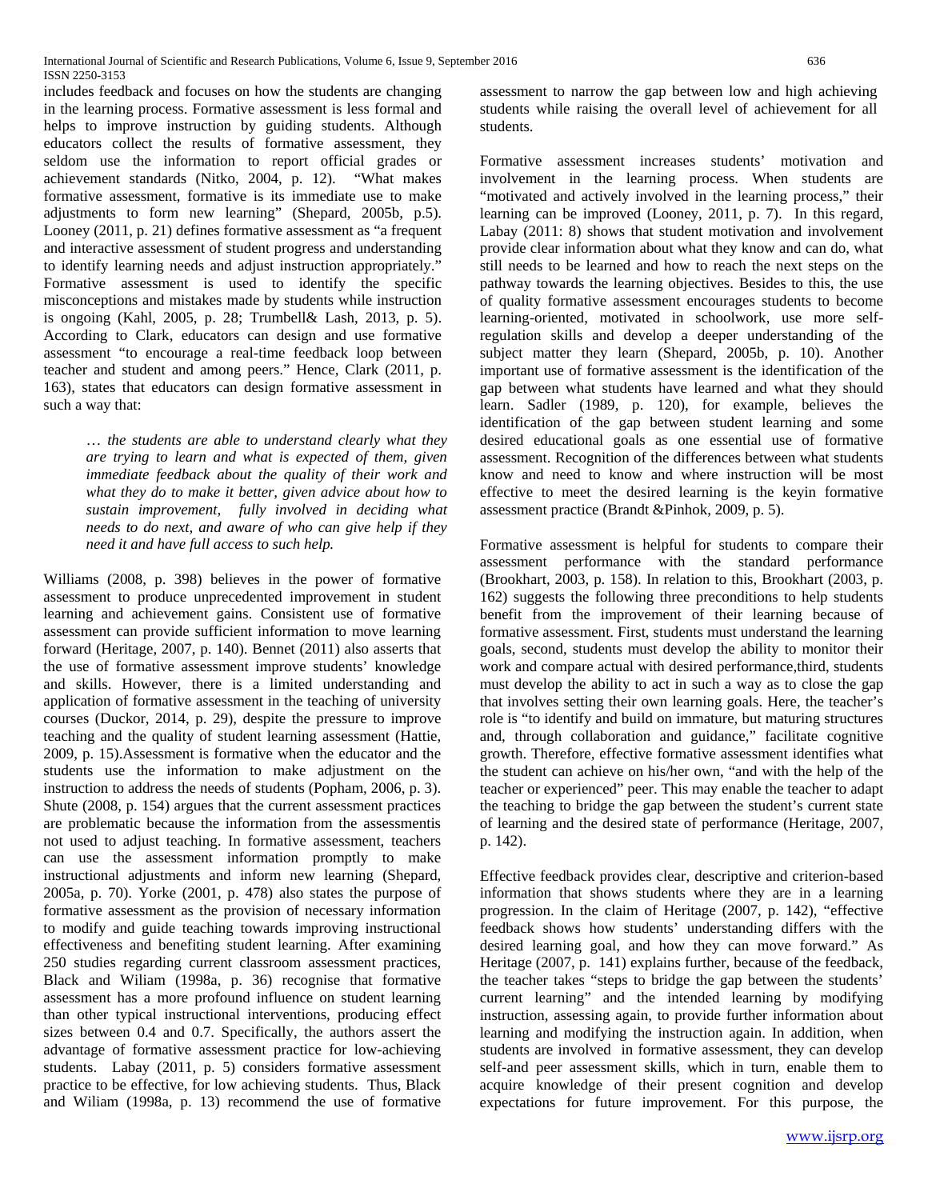includes feedback and focuses on how the students are changing in the learning process. Formative assessment is less formal and helps to improve instruction by guiding students. Although educators collect the results of formative assessment, they seldom use the information to report official grades or achievement standards (Nitko, 2004, p. 12). "What makes formative assessment, formative is its immediate use to make adjustments to form new learning" (Shepard, 2005b, p.5). Looney (2011, p. 21) defines formative assessment as "a frequent and interactive assessment of student progress and understanding to identify learning needs and adjust instruction appropriately." Formative assessment is used to identify the specific misconceptions and mistakes made by students while instruction is ongoing (Kahl, 2005, p. 28; Trumbell& Lash, 2013, p. 5). According to Clark, educators can design and use formative assessment "to encourage a real-time feedback loop between teacher and student and among peers." Hence, Clark (2011, p. 163), states that educators can design formative assessment in such a way that:

> *… the students are able to understand clearly what they are trying to learn and what is expected of them, given immediate feedback about the quality of their work and what they do to make it better, given advice about how to sustain improvement, fully involved in deciding what needs to do next, and aware of who can give help if they need it and have full access to such help.*

Williams (2008, p. 398) believes in the power of formative assessment to produce unprecedented improvement in student learning and achievement gains. Consistent use of formative assessment can provide sufficient information to move learning forward (Heritage, 2007, p. 140). Bennet (2011) also asserts that the use of formative assessment improve students' knowledge and skills. However, there is a limited understanding and application of formative assessment in the teaching of university courses (Duckor, 2014, p. 29), despite the pressure to improve teaching and the quality of student learning assessment (Hattie, 2009, p. 15).Assessment is formative when the educator and the students use the information to make adjustment on the instruction to address the needs of students (Popham, 2006, p. 3). Shute (2008, p. 154) argues that the current assessment practices are problematic because the information from the assessmentis not used to adjust teaching. In formative assessment, teachers can use the assessment information promptly to make instructional adjustments and inform new learning (Shepard, 2005a, p. 70). Yorke (2001, p. 478) also states the purpose of formative assessment as the provision of necessary information to modify and guide teaching towards improving instructional effectiveness and benefiting student learning. After examining 250 studies regarding current classroom assessment practices, Black and Wiliam (1998a, p. 36) recognise that formative assessment has a more profound influence on student learning than other typical instructional interventions, producing effect sizes between 0.4 and 0.7. Specifically, the authors assert the advantage of formative assessment practice for low-achieving students. Labay (2011, p. 5) considers formative assessment practice to be effective, for low achieving students. Thus, Black and Wiliam (1998a, p. 13) recommend the use of formative assessment to narrow the gap between low and high achieving students while raising the overall level of achievement for all students.

Formative assessment increases students' motivation and involvement in the learning process. When students are "motivated and actively involved in the learning process," their learning can be improved (Looney, 2011, p. 7). In this regard, Labay (2011: 8) shows that student motivation and involvement provide clear information about what they know and can do, what still needs to be learned and how to reach the next steps on the pathway towards the learning objectives. Besides to this, the use of quality formative assessment encourages students to become learning-oriented, motivated in schoolwork, use more self-regulation skills and develop a deeper understanding of the subject matter they learn (Shepard, 2005b, p. 10). Another important use of formative assessment is the identification of the gap between what students have learned and what they should learn. Sadler (1989, p. 120), for example, believes the identification of the gap between student learning and some desired educational goals as one essential use of formative assessment. Recognition of the differences between what students know and need to know and where instruction will be most effective to meet the desired learning is the keyin formative assessment practice (Brandt &Pinhok, 2009, p. 5).

Formative assessment is helpful for students to compare their assessment performance with the standard performance (Brookhart, 2003, p. 158). In relation to this, Brookhart (2003, p. 162) suggests the following three preconditions to help students benefit from the improvement of their learning because of formative assessment. First, students must understand the learning goals, second, students must develop the ability to monitor their work and compare actual with desired performance,third, students must develop the ability to act in such a way as to close the gap that involves setting their own learning goals. Here, the teacher's role is "to identify and build on immature, but maturing structures and, through collaboration and guidance," facilitate cognitive growth. Therefore, effective formative assessment identifies what the student can achieve on his/her own, "and with the help of the teacher or experienced" peer. This may enable the teacher to adapt the teaching to bridge the gap between the student's current state of learning and the desired state of performance (Heritage, 2007, p. 142).

Effective feedback provides clear, descriptive and criterion-based information that shows students where they are in a learning progression. In the claim of Heritage (2007, p. 142), "effective feedback shows how students' understanding differs with the desired learning goal, and how they can move forward." As Heritage (2007, p. 141) explains further, because of the feedback, the teacher takes "steps to bridge the gap between the students' current learning" and the intended learning by modifying instruction, assessing again, to provide further information about learning and modifying the instruction again. In addition, when students are involved in formative assessment, they can develop self-and peer assessment skills, which in turn, enable them to acquire knowledge of their present cognition and develop expectations for future improvement. For this purpose, the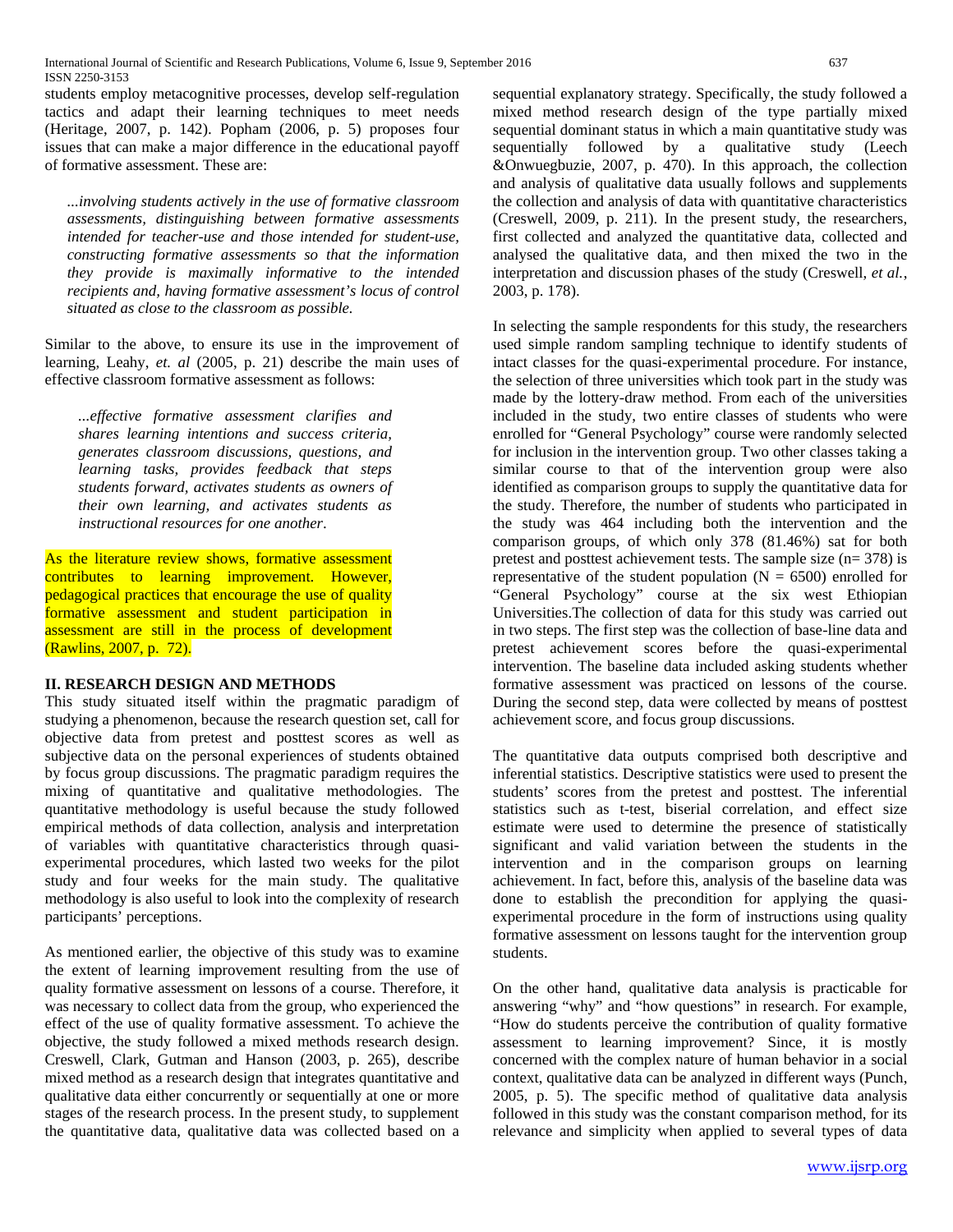students employ metacognitive processes, develop self-regulation tactics and adapt their learning techniques to meet needs (Heritage, 2007, p. 142). Popham (2006, p. 5) proposes four issues that can make a major difference in the educational payoff of formative assessment. These are:

> *...involving students actively in the use of formative classroom assessments, distinguishing between formative assessments intended for teacher-use and those intended for student-use, constructing formative assessments so that the information they provide is maximally informative to the intended recipients and, having formative assessment's locus of control situated as close to the classroom as possible.*

Similar to the above, to ensure its use in the improvement of learning, Leahy, *et. al* (2005, p. 21) describe the main uses of effective classroom formative assessment as follows:

> *...effective formative assessment clarifies and shares learning intentions and success criteria, generates classroom discussions, questions, and learning tasks, provides feedback that steps students forward, activates students as owners of their own learning, and activates students as instructional resources for one another.*

As the literature review shows, formative assessment contributes to learning improvement. However, pedagogical practices that encourage the use of quality formative assessment and student participation in assessment are still in the process of development (Rawlins, 2007, p. 72).

## II. RESEARCH DESIGN AND METHODS

This study situated itself within the pragmatic paradigm of studying a phenomenon, because the research question set, call for objective data from pretest and posttest scores as well as subjective data on the personal experiences of students obtained by focus group discussions. The pragmatic paradigm requires the mixing of quantitative and qualitative methodologies. The quantitative methodology is useful because the study followed empirical methods of data collection, analysis and interpretation of variables with quantitative characteristics through quasi-experimental procedures, which lasted two weeks for the pilot study and four weeks for the main study. The qualitative methodology is also useful to look into the complexity of research participants' perceptions.

As mentioned earlier, the objective of this study was to examine the extent of learning improvement resulting from the use of quality formative assessment on lessons of a course. Therefore, it was necessary to collect data from the group, who experienced the effect of the use of quality formative assessment. To achieve the objective, the study followed a mixed methods research design. Creswell, Clark, Gutman and Hanson (2003, p. 265), describe mixed method as a research design that integrates quantitative and qualitative data either concurrently or sequentially at one or more stages of the research process. In the present study, to supplement the quantitative data, qualitative data was collected based on a sequential explanatory strategy. Specifically, the study followed a mixed method research design of the type partially mixed sequential dominant status in which a main quantitative study was sequentially followed by a qualitative study (Leech &Onwuegbuzie, 2007, p. 470). In this approach, the collection and analysis of qualitative data usually follows and supplements the collection and analysis of data with quantitative characteristics (Creswell, 2009, p. 211). In the present study, the researchers, first collected and analyzed the quantitative data, collected and analysed the qualitative data, and then mixed the two in the interpretation and discussion phases of the study (Creswell, *et al.*, 2003, p. 178).

In selecting the sample respondents for this study, the researchers used simple random sampling technique to identify students of intact classes for the quasi-experimental procedure. For instance, the selection of three universities which took part in the study was made by the lottery-draw method. From each of the universities included in the study, two entire classes of students who were enrolled for "General Psychology" course were randomly selected for inclusion in the intervention group. Two other classes taking a similar course to that of the intervention group were also identified as comparison groups to supply the quantitative data for the study. Therefore, the number of students who participated in the study was 464 including both the intervention and the comparison groups, of which only 378 (81.46%) sat for both pretest and posttest achievement tests. The sample size ($n = 378$) is representative of the student population ($N = 6500$) enrolled for "General Psychology" course at the six west Ethiopian Universities.The collection of data for this study was carried out in two steps. The first step was the collection of base-line data and pretest achievement scores before the quasi-experimental intervention. The baseline data included asking students whether formative assessment was practiced on lessons of the course. During the second step, data were collected by means of posttest achievement score, and focus group discussions.

The quantitative data outputs comprised both descriptive and inferential statistics. Descriptive statistics were used to present the students' scores from the pretest and posttest. The inferential statistics such as t-test, biserial correlation, and effect size estimate were used to determine the presence of statistically significant and valid variation between the students in the intervention and in the comparison groups on learning achievement. In fact, before this, analysis of the baseline data was done to establish the precondition for applying the quasi-experimental procedure in the form of instructions using quality formative assessment on lessons taught for the intervention group students.

On the other hand, qualitative data analysis is practicable for answering "why" and "how questions" in research. For example, "How do students perceive the contribution of quality formative assessment to learning improvement? Since, it is mostly concerned with the complex nature of human behavior in a social context, qualitative data can be analyzed in different ways (Punch, 2005, p. 5). The specific method of qualitative data analysis followed in this study was the constant comparison method, for its relevance and simplicity when applied to several types of data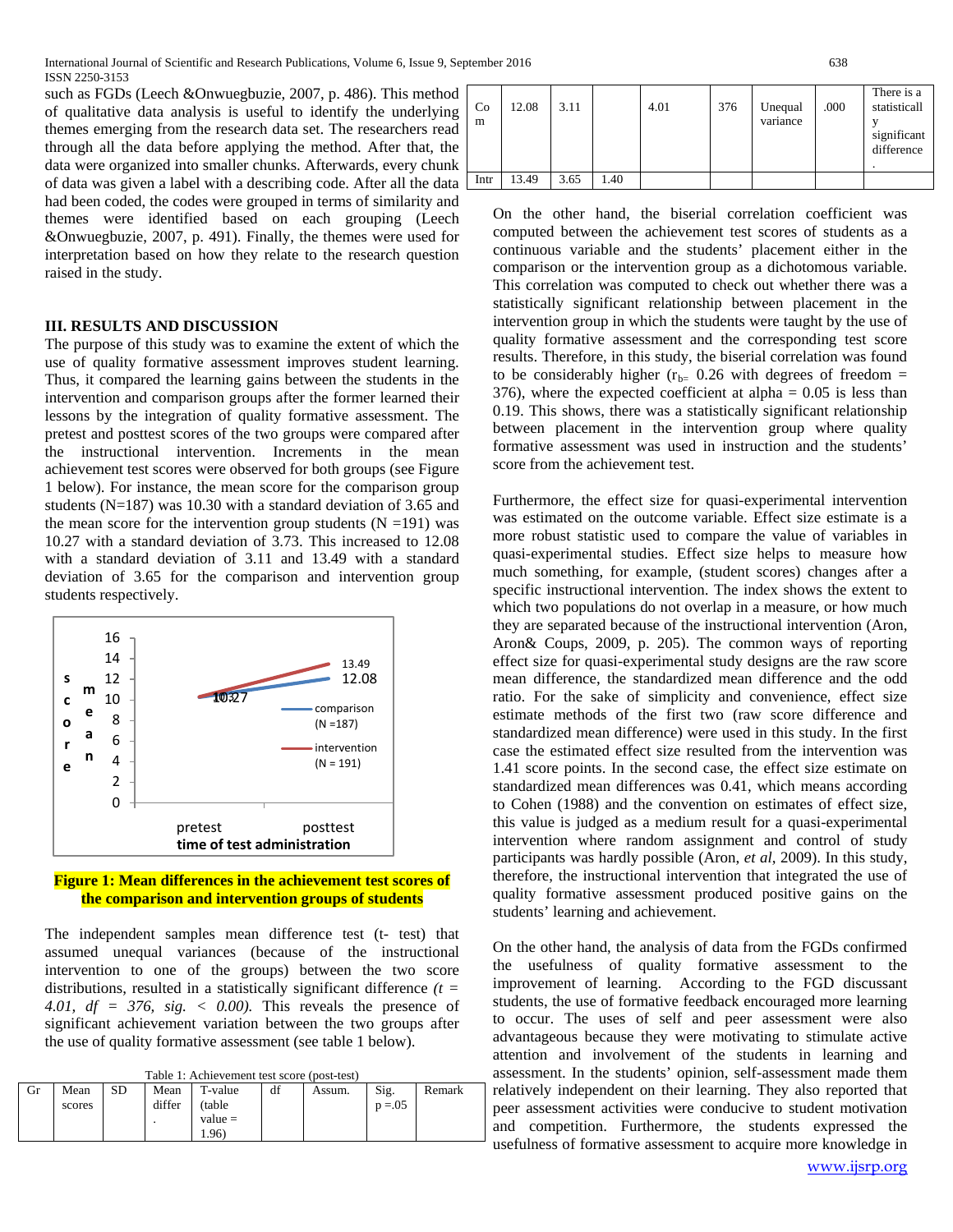such as FGDs (Leech &Onwuegbuzie, 2007, p. 486). This method of qualitative data analysis is useful to identify the underlying themes emerging from the research data set. The researchers read through all the data before applying the method. After that, the data were organized into smaller chunks. Afterwards, every chunk of data was given a label with a describing code. After all the data had been coded, the codes were grouped in terms of similarity and themes were identified based on each grouping (Leech &Onwuegbuzie, 2007, p. 491). Finally, the themes were used for interpretation based on how they relate to the research question raised in the study.

## III. RESULTS AND DISCUSSION

The purpose of this study was to examine the extent of which the use of quality formative assessment improves student learning. Thus, it compared the learning gains between the students in the intervention and comparison groups after the former learned their lessons by the integration of quality formative assessment. The pretest and posttest scores of the two groups were compared after the instructional intervention. Increments in the mean achievement test scores were observed for both groups (see Figure 1 below). For instance, the mean score for the comparison group students (N=187) was 10.30 with a standard deviation of 3.65 and the mean score for the intervention group students (N =191) was 10.27 with a standard deviation of 3.73. This increased to 12.08 with a standard deviation of 3.11 and 13.49 with a standard deviation of 3.65 for the comparison and intervention group students respectively.

**Figure 1: Mean differences in the achievement test scores of the comparison and intervention groups of students**

The independent samples mean difference test (t- test) that assumed unequal variances (because of the instructional intervention to one of the groups) between the two score distributions, resulted in a statistically significant difference *(t = 4.01, df = 376, sig. < 0.00).* This reveals the presence of significant achievement variation between the two groups after the use of quality formative assessment (see table 1 below).

Table 1: Achievement test score (post-test)

| Gr | Mean scores | SD | Mean differ. | T-value (table value = 1.96) | df | Assum. | Sig. p =.05 | Remark |
|---|---|---|---|---|---|---|---|---|
| Com | 12.08 | 3.11 | | 4.01 | 376 | Unequal variance | .000 | There is a statistically significant difference. |
| Intr | 13.49 | 3.65 | 1.40 | | | | | |

On the other hand, the biserial correlation coefficient was computed between the achievement test scores of students as a continuous variable and the students' placement either in the comparison or the intervention group as a dichotomous variable. This correlation was computed to check out whether there was a statistically significant relationship between placement in the intervention group in which the students were taught by the use of quality formative assessment and the corresponding test score results. Therefore, in this study, the biserial correlation was found to be considerably higher ($r_{b=}$ 0.26 with degrees of freedom = 376), where the expected coefficient at alpha = 0.05 is less than 0.19. This shows, there was a statistically significant relationship between placement in the intervention group where quality formative assessment was used in instruction and the students' score from the achievement test.

Furthermore, the effect size for quasi-experimental intervention was estimated on the outcome variable. Effect size estimate is a more robust statistic used to compare the value of variables in quasi-experimental studies. Effect size helps to measure how much something, for example, (student scores) changes after a specific instructional intervention. The index shows the extent to which two populations do not overlap in a measure, or how much they are separated because of the instructional intervention (Aron, Aron& Coups, 2009, p. 205). The common ways of reporting effect size for quasi-experimental study designs are the raw score mean difference, the standardized mean difference and the odd ratio. For the sake of simplicity and convenience, effect size estimate methods of the first two (raw score difference and standardized mean difference) were used in this study. In the first case the estimated effect size resulted from the intervention was 1.41 score points. In the second case, the effect size estimate on standardized mean differences was 0.41, which means according to Cohen (1988) and the convention on estimates of effect size, this value is judged as a medium result for a quasi-experimental intervention where random assignment and control of study participants was hardly possible (Aron, *et al*, 2009). In this study, therefore, the instructional intervention that integrated the use of quality formative assessment produced positive gains on the students' learning and achievement.

On the other hand, the analysis of data from the FGDs confirmed the usefulness of quality formative assessment to the improvement of learning. According to the FGD discussant students, the use of formative feedback encouraged more learning to occur. The uses of self and peer assessment were also advantageous because they were motivating to stimulate active attention and involvement of the students in learning and assessment. In the students' opinion, self-assessment made them relatively independent on their learning. They also reported that peer assessment activities were conducive to student motivation and competition. Furthermore, the students expressed the usefulness of formative assessment to acquire more knowledge in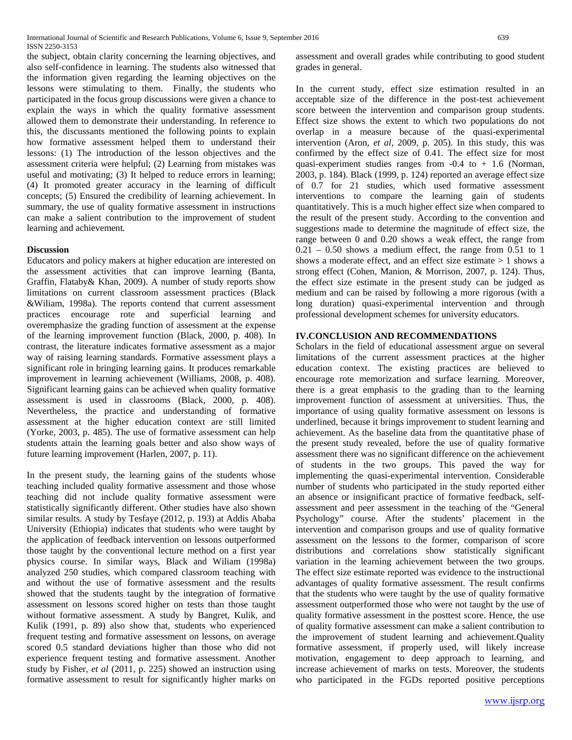the subject, obtain clarity concerning the learning objectives, and also self-confidence in learning. The students also witnessed that the information given regarding the learning objectives on the lessons were stimulating to them. Finally, the students who participated in the focus group discussions were given a chance to explain the ways in which the quality formative assessment allowed them to demonstrate their understanding. In reference to this, the discussants mentioned the following points to explain how formative assessment helped them to understand their lessons: (1) The introduction of the lesson objectives and the assessment criteria were helpful; (2) Learning from mistakes was useful and motivating; (3) It helped to reduce errors in learning; (4) It promoted greater accuracy in the learning of difficult concepts; (5) Ensured the credibility of learning achievement. In summary, the use of quality formative assessment in instructions can make a salient contribution to the improvement of student learning and achievement.

**Discussion**

Educators and policy makers at higher education are interested on the assessment activities that can improve learning (Banta, Graffin, Flataby& Khan, 2009). A number of study reports show limitations on current classroom assessment practices (Black &Wiliam, 1998a). The reports contend that current assessment practices encourage rote and superficial learning and overemphasize the grading function of assessment at the expense of the learning improvement function (Black, 2000, p. 408). In contrast, the literature indicates formative assessment as a major way of raising learning standards. Formative assessment plays a significant role in bringing learning gains. It produces remarkable improvement in learning achievement (Williams, 2008, p. 408). Significant learning gains can be achieved when quality formative assessment is used in classrooms (Black, 2000, p. 408). Nevertheless, the practice and understanding of formative assessment at the higher education context are still limited (Yorke, 2003, p. 485). The use of formative assessment can help students attain the learning goals better and also show ways of future learning improvement (Harlen, 2007, p. 11).

In the present study, the learning gains of the students whose teaching included quality formative assessment and those whose teaching did not include quality formative assessment were statistically significantly different. Other studies have also shown similar results. A study by Tesfaye (2012, p. 193) at Addis Ababa University (Ethiopia) indicates that students who were taught by the application of feedback intervention on lessons outperformed those taught by the conventional lecture method on a first year physics course. In similar ways, Black and Wiliam (1998a) analyzed 250 studies, which compared classroom teaching with and without the use of formative assessment and the results showed that the students taught by the integration of formative assessment on lessons scored higher on tests than those taught without formative assessment. A study by Bangret, Kulik, and Kulik (1991, p. 89) also show that, students who experienced frequent testing and formative assessment on lessons, on average scored 0.5 standard deviations higher than those who did not experience frequent testing and formative assessment. Another study by Fisher, *et al* (2011, p. 225) showed an instruction using formative assessment to result for significantly higher marks on assessment and overall grades while contributing to good student grades in general.

In the current study, effect size estimation resulted in an acceptable size of the difference in the post-test achievement score between the intervention and comparison group students. Effect size shows the extent to which two populations do not overlap in a measure because of the quasi-experimental intervention (Aron, *et al*, 2009, p. 205). In this study, this was confirmed by the effect size of 0.41. The effect size for most quasi-experiment studies ranges from -0.4 to + 1.6 (Norman, 2003, p. 184). Black (1999, p. 124) reported an average effect size of 0.7 for 21 studies, which used formative assessment interventions to compare the learning gain of students quantitatively. This is a much higher effect size when compared to the result of the present study. According to the convention and suggestions made to determine the magnitude of effect size, the range between 0 and 0.20 shows a weak effect, the range from 0.21 – 0.50 shows a medium effect, the range from 0.51 to 1 shows a moderate effect, and an effect size estimate > 1 shows a strong effect (Cohen, Manion, & Morrison, 2007, p. 124). Thus, the effect size estimate in the present study can be judged as medium and can be raised by following a more rigorous (with a long duration) quasi-experimental intervention and through professional development schemes for university educators.

## IV.CONCLUSION AND RECOMMENDATIONS

Scholars in the field of educational assessment argue on several limitations of the current assessment practices at the higher education context. The existing practices are believed to encourage rote memorization and surface learning. Moreover, there is a great emphasis to the grading than to the learning improvement function of assessment at universities. Thus, the importance of using quality formative assessment on lessons is underlined, because it brings improvement to student learning and achievement. As the baseline data from the quantitative phase of the present study revealed, before the use of quality formative assessment there was no significant difference on the achievement of students in the two groups. This paved the way for implementing the quasi-experimental intervention. Considerable number of students who participated in the study reported either an absence or insignificant practice of formative feedback, self-assessment and peer assessment in the teaching of the "General Psychology" course. After the students' placement in the intervention and comparison groups and use of quality formative assessment on the lessons to the former, comparison of score distributions and correlations show statistically significant variation in the learning achievement between the two groups. The effect size estimate reported was evidence to the instructional advantages of quality formative assessment. The result confirms that the students who were taught by the use of quality formative assessment outperformed those who were not taught by the use of quality formative assessment in the posttest score. Hence, the use of quality formative assessment can make a salient contribution to the improvement of student learning and achievement.Quality formative assessment, if properly used, will likely increase motivation, engagement to deep approach to learning, and increase achievement of marks on tests. Moreover, the students who participated in the FGDs reported positive perceptions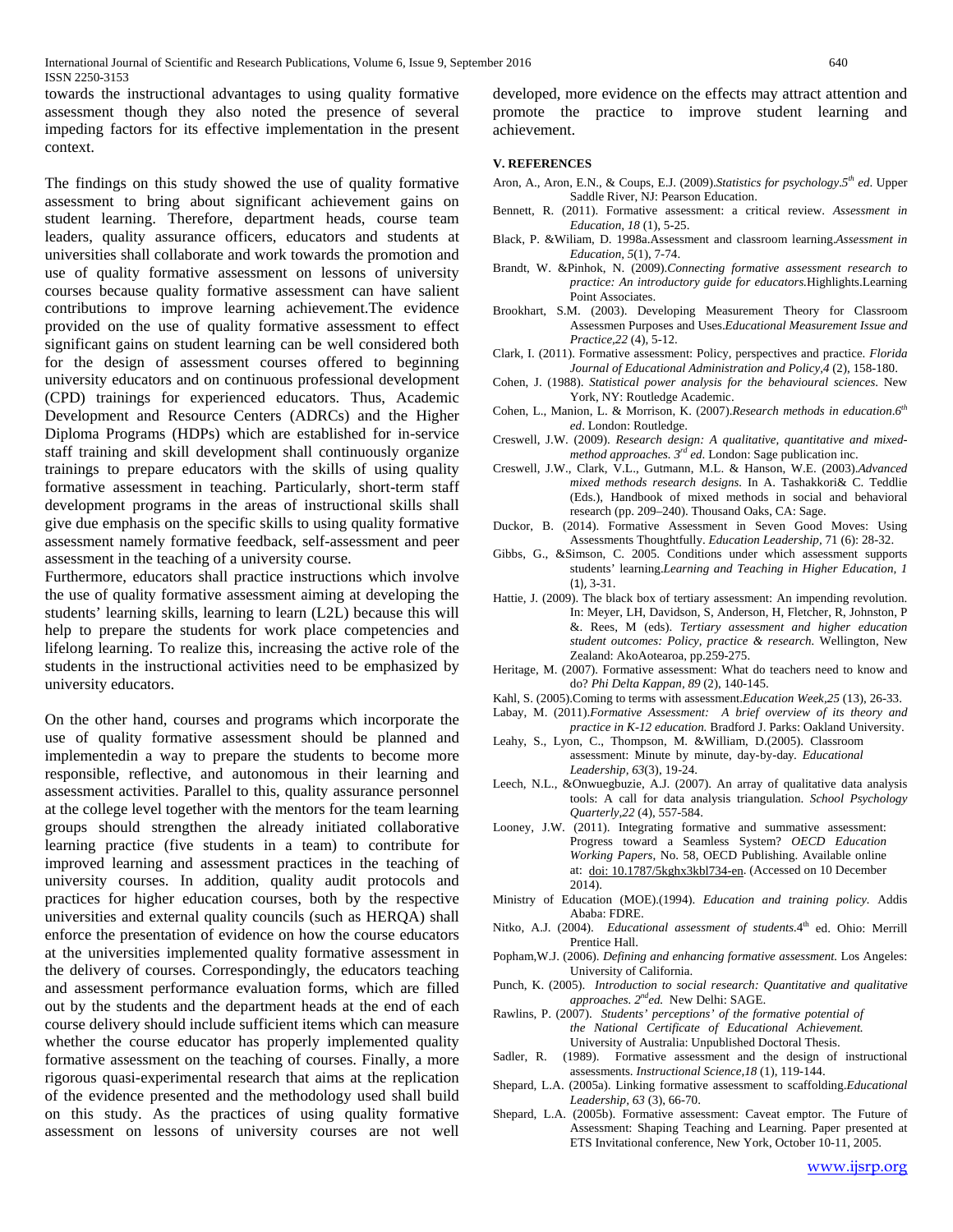towards the instructional advantages to using quality formative assessment though they also noted the presence of several impeding factors for its effective implementation in the present context.

The findings on this study showed the use of quality formative assessment to bring about significant achievement gains on student learning. Therefore, department heads, course team leaders, quality assurance officers, educators and students at universities shall collaborate and work towards the promotion and use of quality formative assessment on lessons of university courses because quality formative assessment can have salient contributions to improve learning achievement.The evidence provided on the use of quality formative assessment to effect significant gains on student learning can be well considered both for the design of assessment courses offered to beginning university educators and on continuous professional development (CPD) trainings for experienced educators. Thus, Academic Development and Resource Centers (ADRCs) and the Higher Diploma Programs (HDPs) which are established for in-service staff training and skill development shall continuously organize trainings to prepare educators with the skills of using quality formative assessment in teaching. Particularly, short-term staff development programs in the areas of instructional skills shall give due emphasis on the specific skills to using quality formative assessment namely formative feedback, self-assessment and peer assessment in the teaching of a university course.

Furthermore, educators shall practice instructions which involve the use of quality formative assessment aiming at developing the students' learning skills, learning to learn (L2L) because this will help to prepare the students for work place competencies and lifelong learning. To realize this, increasing the active role of the students in the instructional activities need to be emphasized by university educators.

On the other hand, courses and programs which incorporate the use of quality formative assessment should be planned and implementedin a way to prepare the students to become more responsible, reflective, and autonomous in their learning and assessment activities. Parallel to this, quality assurance personnel at the college level together with the mentors for the team learning groups should strengthen the already initiated collaborative learning practice (five students in a team) to contribute for improved learning and assessment practices in the teaching of university courses. In addition, quality audit protocols and practices for higher education courses, both by the respective universities and external quality councils (such as HERQA) shall enforce the presentation of evidence on how the course educators at the universities implemented quality formative assessment in the delivery of courses. Correspondingly, the educators teaching and assessment performance evaluation forms, which are filled out by the students and the department heads at the end of each course delivery should include sufficient items which can measure whether the course educator has properly implemented quality formative assessment on the teaching of courses. Finally, a more rigorous quasi-experimental research that aims at the replication of the evidence presented and the methodology used shall build on this study. As the practices of using quality formative assessment on lessons of university courses are not well developed, more evidence on the effects may attract attention and promote the practice to improve student learning and achievement.

#### V. REFERENCES

Aron, A., Aron, E.N., & Coups, E.J. (2009).*Statistics for psychology.5th ed*. Upper Saddle River, NJ: Pearson Education.

Bennett, R. (2011). Formative assessment: a critical review. *Assessment in Education, 18* (1), 5-25.

Black, P. &Wiliam, D. 1998a.Assessment and classroom learning.*Assessment in Education, 5*(1), 7-74.

Brandt, W. &Pinhok, N. (2009).*Connecting formative assessment research to practice: An introductory guide for educators.*Highlights.Learning Point Associates.

Brookhart, S.M. (2003). Developing Measurement Theory for Classroom Assessmen Purposes and Uses.*Educational Measurement Issue and Practice,22* (4), 5-12.

Clark, I. (2011). Formative assessment: Policy, perspectives and practice. *Florida Journal of Educational Administration and Policy,4* (2), 158-180.

Cohen, J. (1988). *Statistical power analysis for the behavioural sciences*. New York, NY: Routledge Academic.

Cohen, L., Manion, L. & Morrison, K. (2007).*Research methods in education.6th ed*. London: Routledge.

Creswell, J.W. (2009). *Research design: A qualitative, quantitative and mixed-method approaches. 3rd ed*. London: Sage publication inc.

Creswell, J.W., Clark, V.L., Gutmann, M.L. & Hanson, W.E. (2003).*Advanced mixed methods research designs.* In A. Tashakkori& C. Teddlie (Eds.), Handbook of mixed methods in social and behavioral research (pp. 209–240). Thousand Oaks, CA: Sage.

Duckor, B. (2014). Formative Assessment in Seven Good Moves: Using Assessments Thoughtfully. *Education Leadership*, 71 (6): 28-32.

Gibbs, G., &Simson, C. 2005. Conditions under which assessment supports students' learning.*Learning and Teaching in Higher Education, 1* (1), 3-31.

Hattie, J. (2009). The black box of tertiary assessment: An impending revolution. In: Meyer, LH, Davidson, S, Anderson, H, Fletcher, R, Johnston, P &. Rees, M (eds). *Tertiary assessment and higher education student outcomes: Policy, practice & research.* Wellington, New Zealand: AkoAotearoa, pp.259-275.

Heritage, M. (2007). Formative assessment: What do teachers need to know and do? *Phi Delta Kappan, 89* (2), 140-145.

Kahl, S. (2005).Coming to terms with assessment.*Education Week,25* (13), 26-33.

Labay, M. (2011).*Formative Assessment: A brief overview of its theory and practice in K-12 education.* Bradford J. Parks: Oakland University.

Leahy, S., Lyon, C., Thompson, M. &William, D.(2005). Classroom assessment: Minute by minute, day-by-day. *Educational Leadership, 63*(3), 19-24.

Leech, N.L., &Onwuegbuzie, A.J. (2007). An array of qualitative data analysis tools: A call for data analysis triangulation. *School Psychology Quarterly,22* (4), 557-584.

Looney, J.W. (2011). Integrating formative and summative assessment: Progress toward a Seamless System? *OECD Education Working Papers*, No. 58, OECD Publishing. Available online at: doi: 10.1787/5kghx3kbl734-en. (Accessed on 10 December 2014).

Ministry of Education (MOE).(1994). *Education and training policy.* Addis Ababa: FDRE.

Nitko, A.J. (2004). *Educational assessment of students*.4th ed. Ohio: Merrill Prentice Hall.

Popham,W.J. (2006). *Defining and enhancing formative assessment.* Los Angeles: University of California.

Punch, K. (2005). *Introduction to social research: Quantitative and qualitative approaches. 2nd ed.* New Delhi: SAGE.

Rawlins, P. (2007). *Students' perceptions' of the formative potential of the National Certificate of Educational Achievement.* University of Australia: Unpublished Doctoral Thesis.

Sadler, R. (1989). Formative assessment and the design of instructional assessments. *Instructional Science,18* (1), 119-144.

Shepard, L.A. (2005a). Linking formative assessment to scaffolding.*Educational Leadership, 63* (3), 66-70.

Shepard, L.A. (2005b). Formative assessment: Caveat emptor. The Future of Assessment: Shaping Teaching and Learning. Paper presented at ETS Invitational conference, New York, October 10-11, 2005.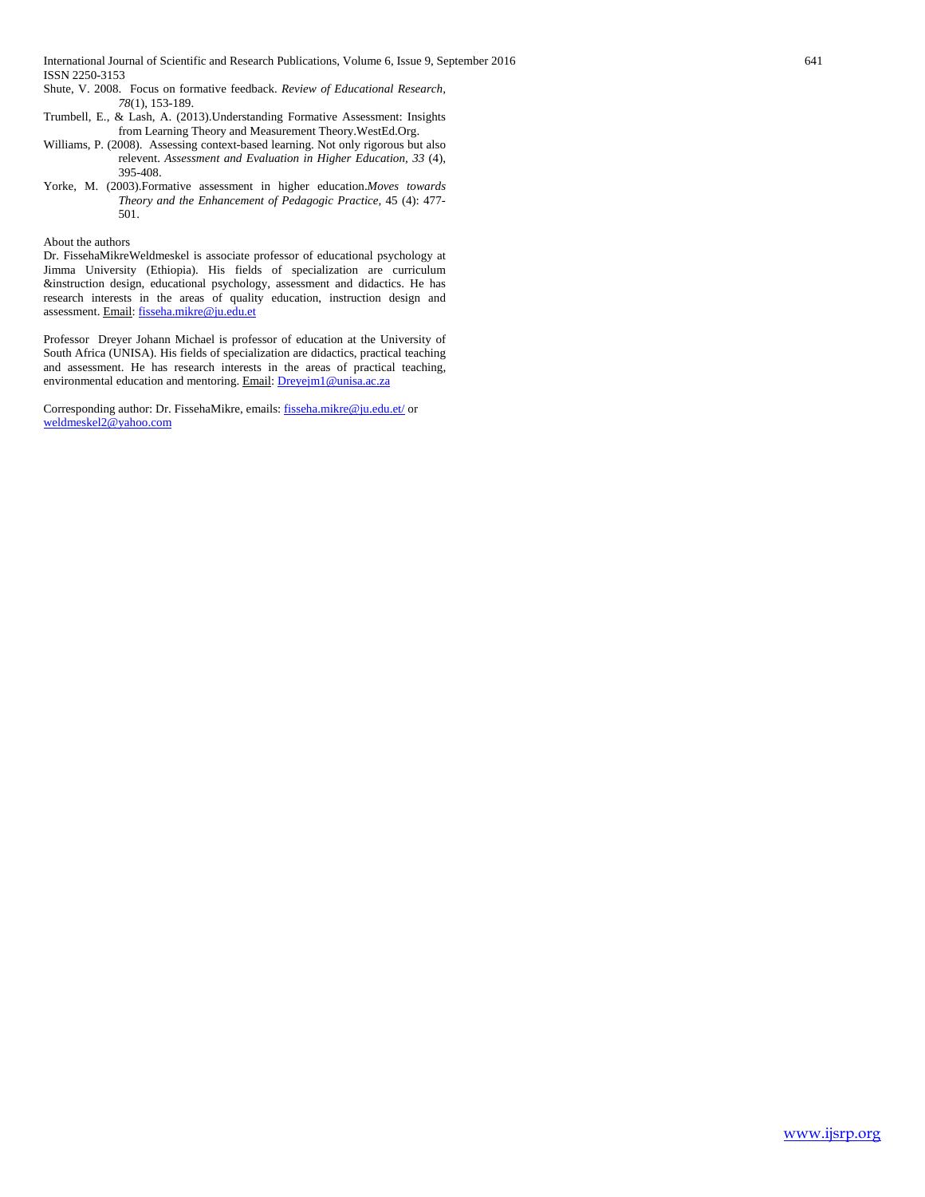Shute, V. 2008. Focus on formative feedback. *Review of Educational Research, 78*(1), 153-189.

Trumbell, E., & Lash, A. (2013).Understanding Formative Assessment: Insights from Learning Theory and Measurement Theory.WestEd.Org.

Williams, P. (2008). Assessing context-based learning. Not only rigorous but also relevent. *Assessment and Evaluation in Higher Education, 33* (4), 395-408.

Yorke, M. (2003).Formative assessment in higher education.*Moves towards Theory and the Enhancement of Pedagogic Practice,* 45 (4): 477-501.

About the authors

Dr. FissehaMikreWeldmeskel is associate professor of educational psychology at Jimma University (Ethiopia). His fields of specialization are curriculum &instruction design, educational psychology, assessment and didactics. He has research interests in the areas of quality education, instruction design and assessment. Email: fisseha.mikre@ju.edu.et

Professor Dreyer Johann Michael is professor of education at the University of South Africa (UNISA). His fields of specialization are didactics, practical teaching and assessment. He has research interests in the areas of practical teaching, environmental education and mentoring. Email: Dreyejm1@unisa.ac.za

Corresponding author: Dr. FissehaMikre, emails: fisseha.mikre@ju.edu.et/ or weldmeskel2@yahoo.com